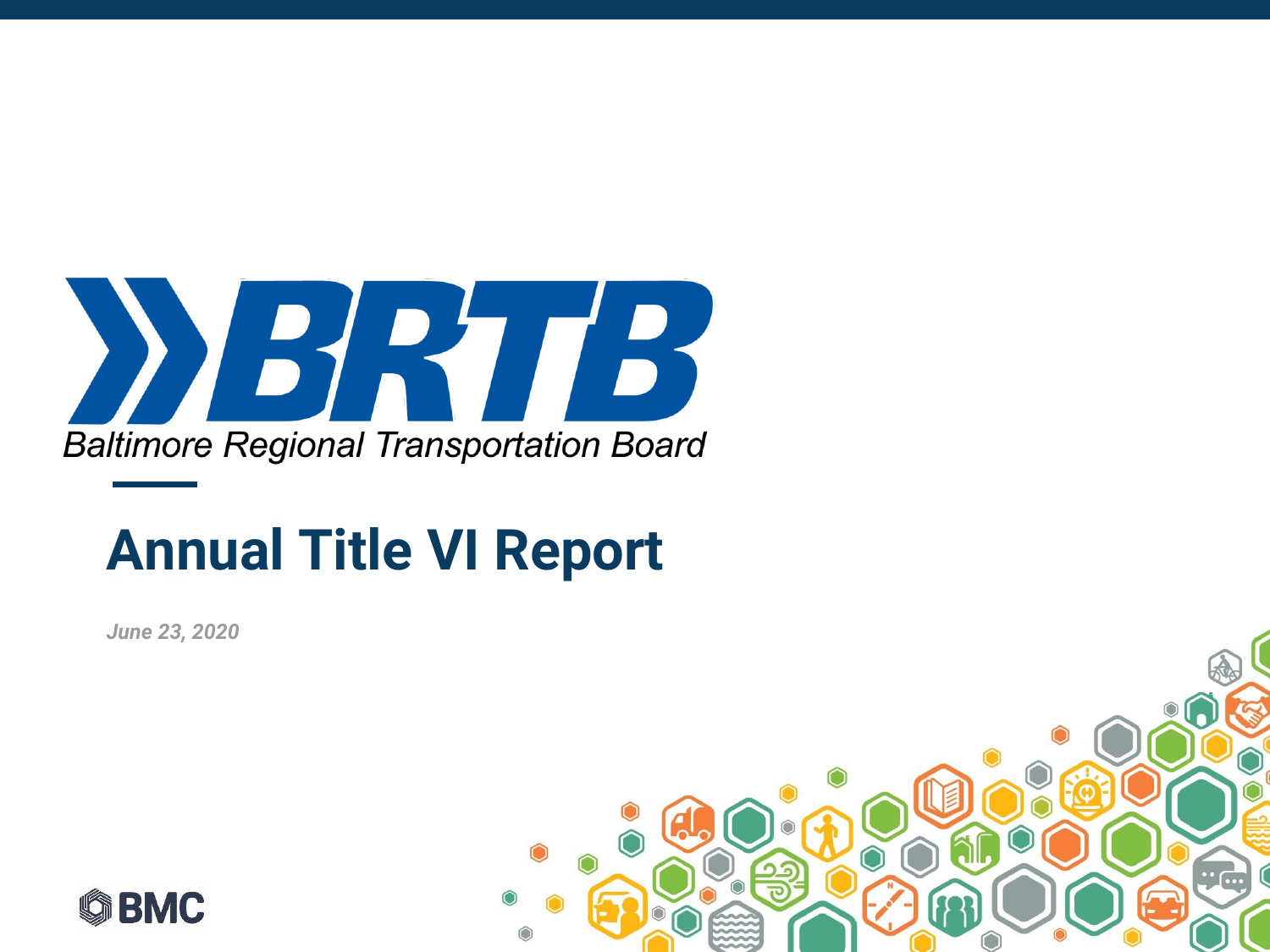BRTB

Baltimore Regional Transportation Board

# Annual Title VI Report

*June 23, 2020*

BMC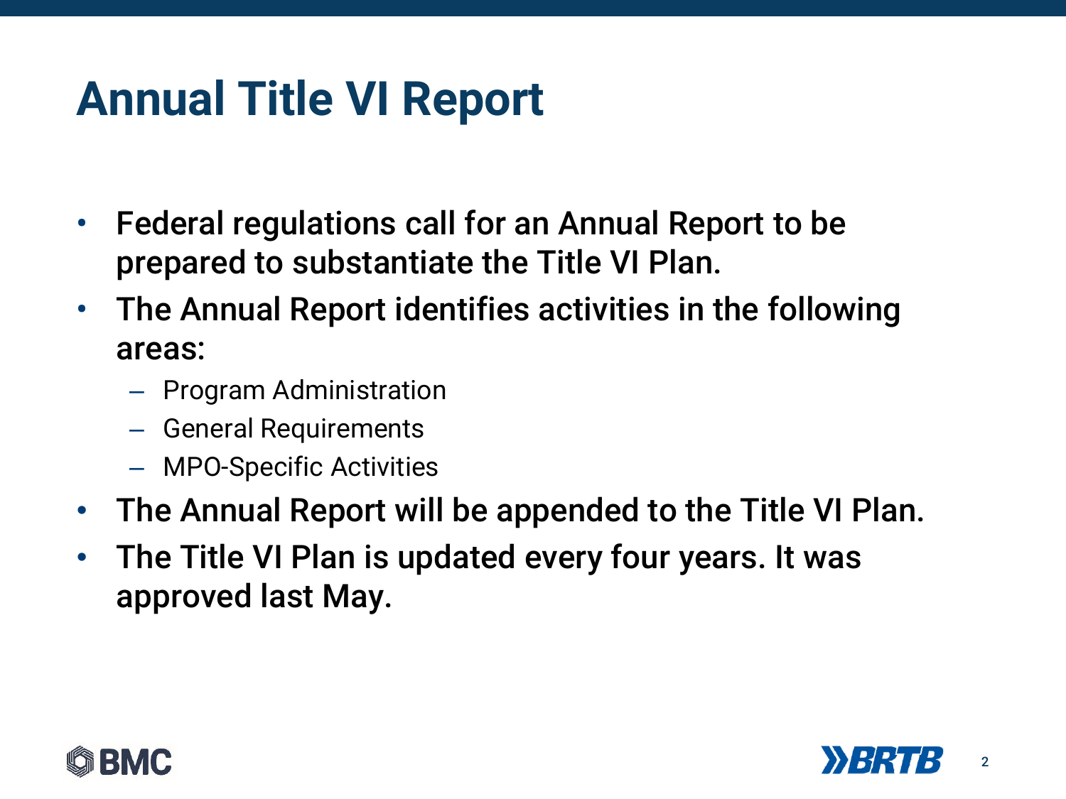# Annual Title VI Report

- **Federal regulations call for an Annual Report to be prepared to substantiate the Title VI Plan.**
- **The Annual Report identifies activities in the following areas:**
  - Program Administration
  - General Requirements
  - MPO-Specific Activities
- **The Annual Report will be appended to the Title VI Plan.**
- **The Title VI Plan is updated every four years. It was approved last May.**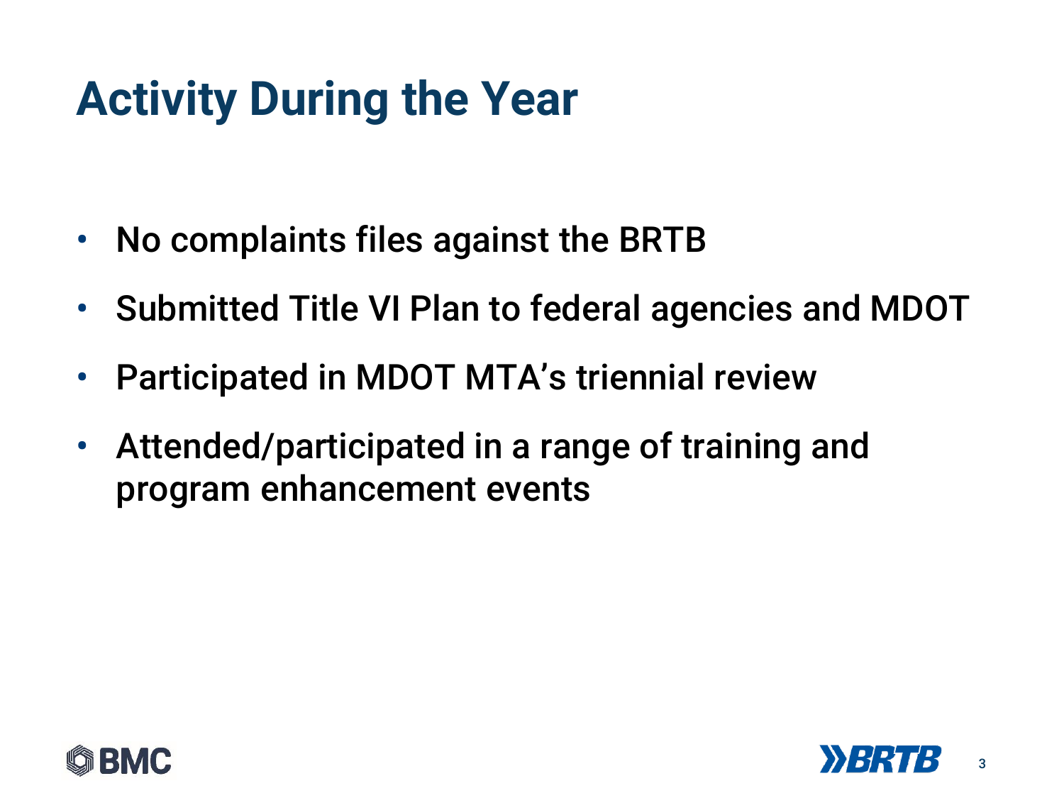# Activity During the Year

- No complaints files against the BRTB
- Submitted Title VI Plan to federal agencies and MDOT
- Participated in MDOT MTA's triennial review
- Attended/participated in a range of training and program enhancement events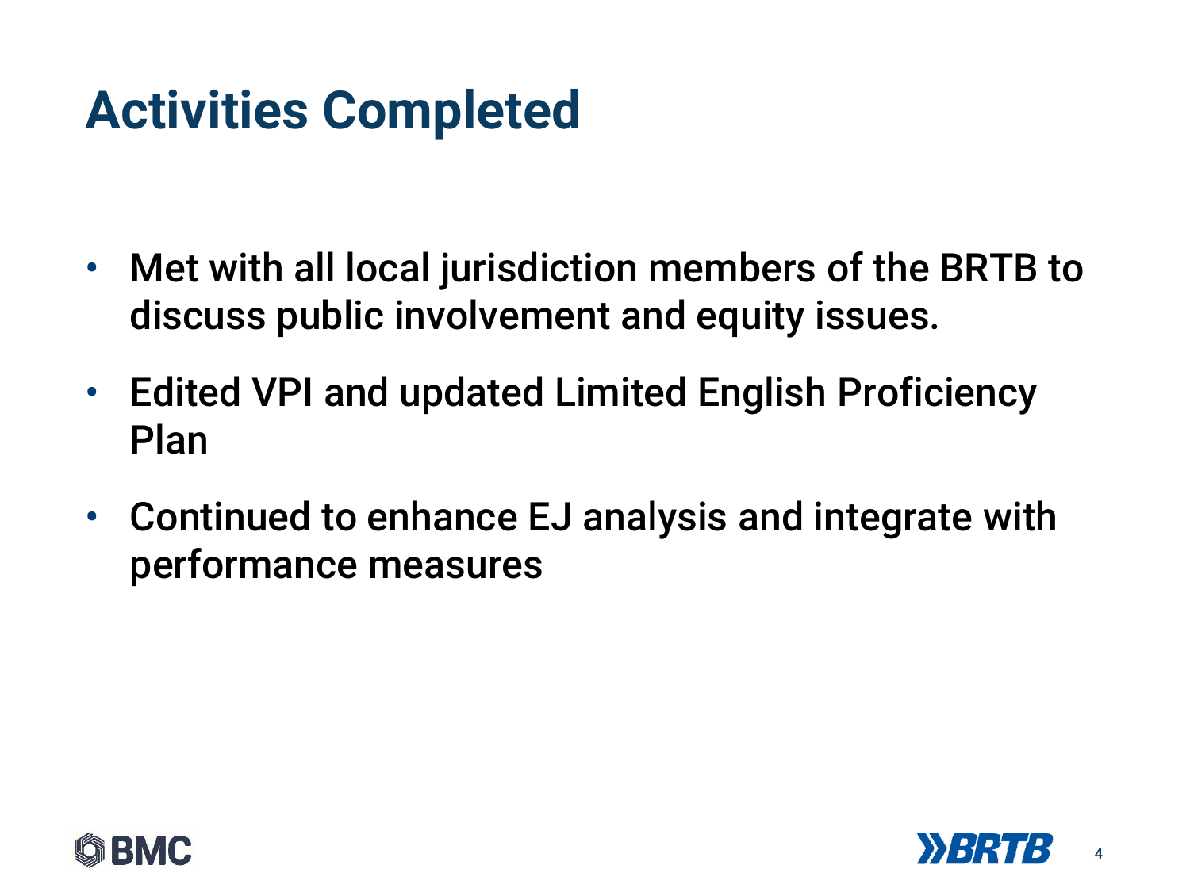# Activities Completed

- Met with all local jurisdiction members of the BRTB to discuss public involvement and equity issues.
- Edited VPI and updated Limited English Proficiency Plan
- Continued to enhance EJ analysis and integrate with performance measures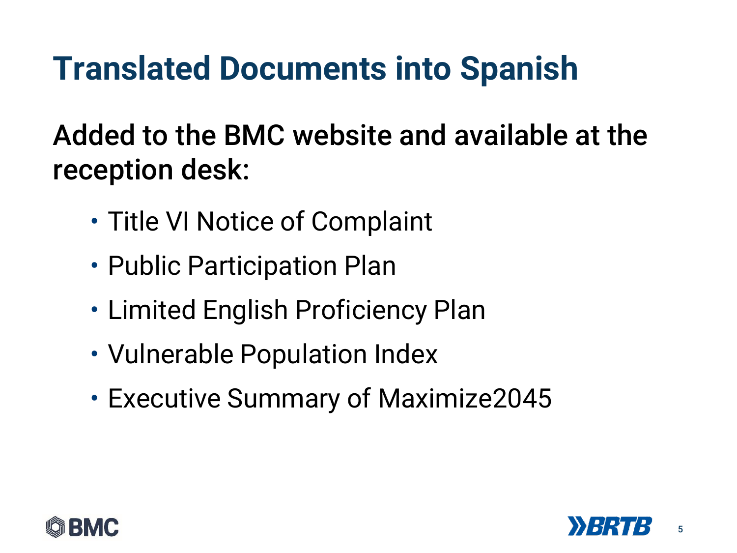# Translated Documents into Spanish

## Added to the BMC website and available at the reception desk:

- Title VI Notice of Complaint
- Public Participation Plan
- Limited English Proficiency Plan
- Vulnerable Population Index
- Executive Summary of Maximize2045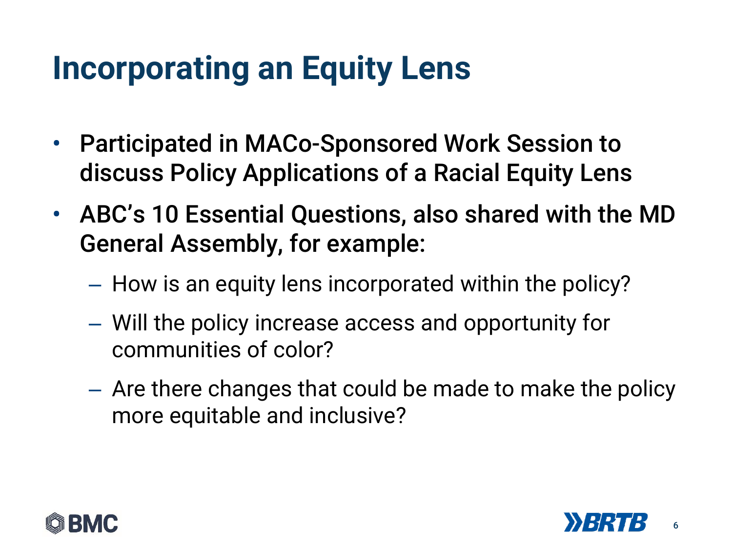# Incorporating an Equity Lens

- **Participated in MACo-Sponsored Work Session to discuss Policy Applications of a Racial Equity Lens**
- **ABC's 10 Essential Questions, also shared with the MD General Assembly, for example:**
  - How is an equity lens incorporated within the policy?
  - Will the policy increase access and opportunity for communities of color?
  - Are there changes that could be made to make the policy more equitable and inclusive?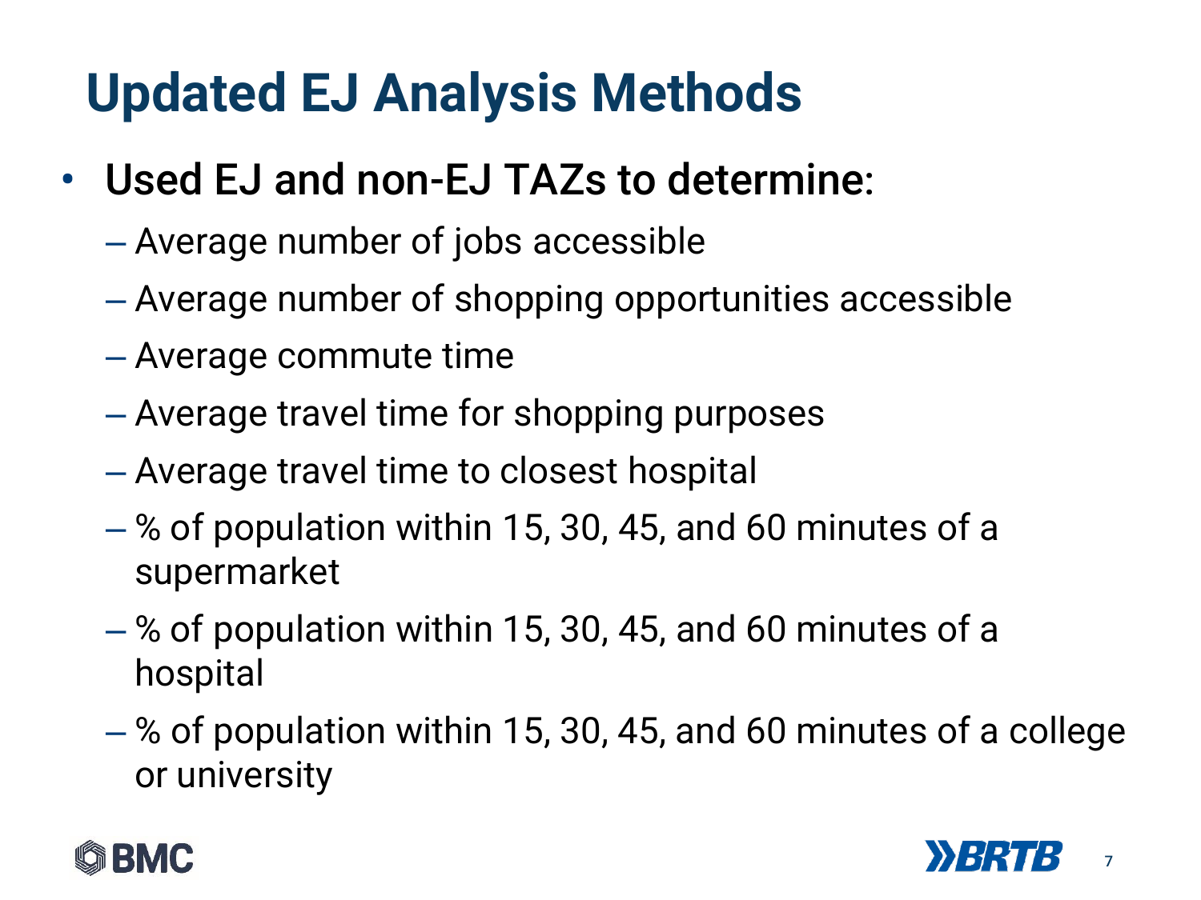# Updated EJ Analysis Methods

- **Used EJ and non-EJ TAZs to determine:**
  - Average number of jobs accessible
  - Average number of shopping opportunities accessible
  - Average commute time
  - Average travel time for shopping purposes
  - Average travel time to closest hospital
  - % of population within 15, 30, 45, and 60 minutes of a supermarket
  - % of population within 15, 30, 45, and 60 minutes of a hospital
  - % of population within 15, 30, 45, and 60 minutes of a college or university